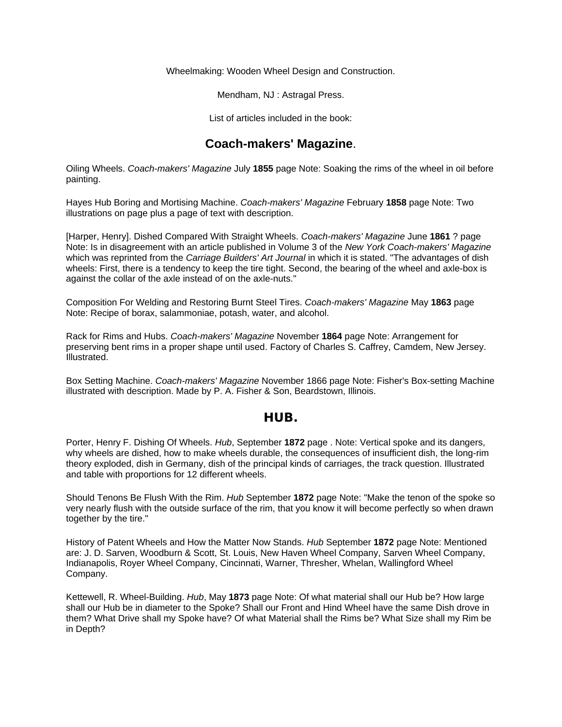Wheelmaking: Wooden Wheel Design and Construction.

Mendham, NJ : Astragal Press.

List of articles included in the book:

## Coach-makers' Magazine.

Oiling Wheels. *Coach-makers' Magazine* July **1855** page Note: Soaking the rims of the wheel in oil before painting.

Hayes Hub Boring and Mortising Machine. *Coach-makers' Magazine* February **1858** page Note: Two illustrations on page plus a page of text with description.

[Harper, Henry]. Dished Compared With Straight Wheels. *Coach-makers' Magazine* June **1861** ? page Note: Is in disagreement with an article published in Volume 3 of the *New York Coach-makers' Magazine* which was reprinted from the *Carriage Builders' Art Journal* in which it is stated. "The advantages of dish wheels: First, there is a tendency to keep the tire tight. Second, the bearing of the wheel and axle-box is against the collar of the axle instead of on the axle-nuts."

Composition For Welding and Restoring Burnt Steel Tires. *Coach-makers' Magazine* May **1863** page Note: Recipe of borax, salammoniae, potash, water, and alcohol.

Rack for Rims and Hubs. *Coach-makers' Magazine* November **1864** page Note: Arrangement for preserving bent rims in a proper shape until used. Factory of Charles S. Caffrey, Camdem, New Jersey. Illustrated.

Box Setting Machine. *Coach-makers' Magazine* November 1866 page Note: Fisher's Box-setting Machine illustrated with description. Made by P. A. Fisher & Son, Beardstown, Illinois.

## HUB.

Porter, Henry F. Dishing Of Wheels. *Hub*, September **1872** page . Note: Vertical spoke and its dangers, why wheels are dished, how to make wheels durable, the consequences of insufficient dish, the long-rim theory exploded, dish in Germany, dish of the principal kinds of carriages, the track question. Illustrated and table with proportions for 12 different wheels.

Should Tenons Be Flush With the Rim. *Hub* September **1872** page Note: "Make the tenon of the spoke so very nearly flush with the outside surface of the rim, that you know it will become perfectly so when drawn together by the tire."

History of Patent Wheels and How the Matter Now Stands. *Hub* September **1872** page Note: Mentioned are: J. D. Sarven, Woodburn & Scott, St. Louis, New Haven Wheel Company, Sarven Wheel Company, Indianapolis, Royer Wheel Company, Cincinnati, Warner, Thresher, Whelan, Wallingford Wheel Company.

Kettewell, R. Wheel-Building. *Hub*, May **1873** page Note: Of what material shall our Hub be? How large shall our Hub be in diameter to the Spoke? Shall our Front and Hind Wheel have the same Dish drove in them? What Drive shall my Spoke have? Of what Material shall the Rims be? What Size shall my Rim be in Depth?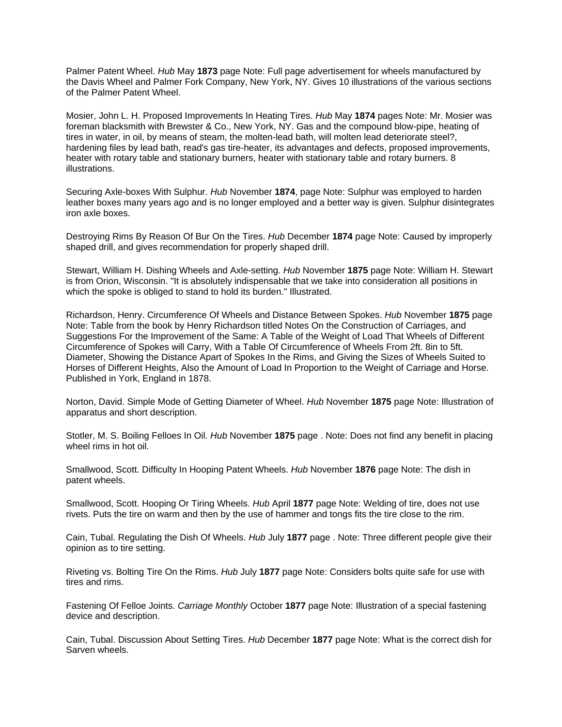Palmer Patent Wheel. *Hub* May **1873** page Note: Full page advertisement for wheels manufactured by the Davis Wheel and Palmer Fork Company, New York, NY. Gives 10 illustrations of the various sections of the Palmer Patent Wheel.

Mosier, John L. H. Proposed Improvements In Heating Tires. *Hub* May **1874** pages Note: Mr. Mosier was foreman blacksmith with Brewster & Co., New York, NY. Gas and the compound blow-pipe, heating of tires in water, in oil, by means of steam, the molten-lead bath, will molten lead deteriorate steel?, hardening files by lead bath, read's gas tire-heater, its advantages and defects, proposed improvements, heater with rotary table and stationary burners, heater with stationary table and rotary burners. 8 illustrations.

Securing Axle-boxes With Sulphur. *Hub* November **1874**, page Note: Sulphur was employed to harden leather boxes many years ago and is no longer employed and a better way is given. Sulphur disintegrates iron axle boxes.

Destroying Rims By Reason Of Bur On the Tires. *Hub* December **1874** page Note: Caused by improperly shaped drill, and gives recommendation for properly shaped drill.

Stewart, William H. Dishing Wheels and Axle-setting. *Hub* November **1875** page Note: William H. Stewart is from Orion, Wisconsin. "It is absolutely indispensable that we take into consideration all positions in which the spoke is obliged to stand to hold its burden." Illustrated.

Richardson, Henry. Circumference Of Wheels and Distance Between Spokes. *Hub* November **1875** page Note: Table from the book by Henry Richardson titled Notes On the Construction of Carriages, and Suggestions For the Improvement of the Same: A Table of the Weight of Load That Wheels of Different Circumference of Spokes will Carry, With a Table Of Circumference of Wheels From 2ft. 8in to 5ft. Diameter, Showing the Distance Apart of Spokes In the Rims, and Giving the Sizes of Wheels Suited to Horses of Different Heights, Also the Amount of Load In Proportion to the Weight of Carriage and Horse. Published in York, England in 1878.

Norton, David. Simple Mode of Getting Diameter of Wheel. *Hub* November **1875** page Note: Illustration of apparatus and short description.

Stotler, M. S. Boiling Felloes In Oil. *Hub* November **1875** page . Note: Does not find any benefit in placing wheel rims in hot oil.

Smallwood, Scott. Difficulty In Hooping Patent Wheels. *Hub* November **1876** page Note: The dish in patent wheels.

Smallwood, Scott. Hooping Or Tiring Wheels. *Hub* April **1877** page Note: Welding of tire, does not use rivets. Puts the tire on warm and then by the use of hammer and tongs fits the tire close to the rim.

Cain, Tubal. Regulating the Dish Of Wheels. *Hub* July **1877** page . Note: Three different people give their opinion as to tire setting.

Riveting vs. Bolting Tire On the Rims. *Hub* July **1877** page Note: Considers bolts quite safe for use with tires and rims.

Fastening Of Felloe Joints. *Carriage Monthly* October **1877** page Note: Illustration of a special fastening device and description.

Cain, Tubal. Discussion About Setting Tires. *Hub* December **1877** page Note: What is the correct dish for Sarven wheels.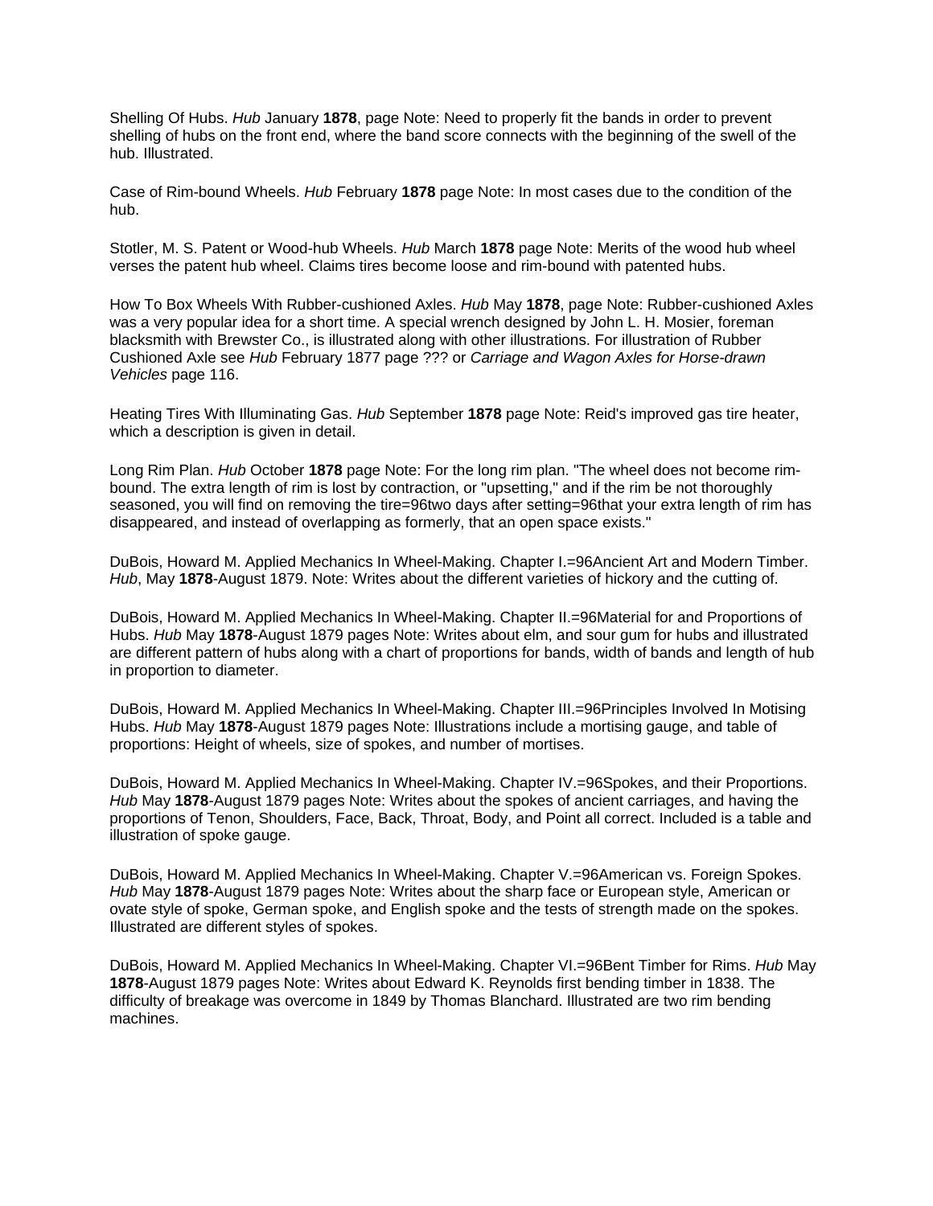Shelling Of Hubs. *Hub* January **1878**, page Note: Need to properly fit the bands in order to prevent shelling of hubs on the front end, where the band score connects with the beginning of the swell of the hub. Illustrated.

Case of Rim-bound Wheels. *Hub* February **1878** page Note: In most cases due to the condition of the hub.

Stotler, M. S. Patent or Wood-hub Wheels. *Hub* March **1878** page Note: Merits of the wood hub wheel verses the patent hub wheel. Claims tires become loose and rim-bound with patented hubs.

How To Box Wheels With Rubber-cushioned Axles. *Hub* May **1878**, page Note: Rubber-cushioned Axles was a very popular idea for a short time. A special wrench designed by John L. H. Mosier, foreman blacksmith with Brewster Co., is illustrated along with other illustrations. For illustration of Rubber Cushioned Axle see *Hub* February 1877 page ??? or *Carriage and Wagon Axles for Horse-drawn Vehicles* page 116.

Heating Tires With Illuminating Gas. *Hub* September **1878** page Note: Reid's improved gas tire heater, which a description is given in detail.

Long Rim Plan. *Hub* October **1878** page Note: For the long rim plan. "The wheel does not become rim-bound. The extra length of rim is lost by contraction, or "upsetting," and if the rim be not thoroughly seasoned, you will find on removing the tire=96two days after setting=96that your extra length of rim has disappeared, and instead of overlapping as formerly, that an open space exists."

DuBois, Howard M. Applied Mechanics In Wheel-Making. Chapter I.=96Ancient Art and Modern Timber. *Hub*, May **1878**-August 1879. Note: Writes about the different varieties of hickory and the cutting of.

DuBois, Howard M. Applied Mechanics In Wheel-Making. Chapter II.=96Material for and Proportions of Hubs. *Hub* May **1878**-August 1879 pages Note: Writes about elm, and sour gum for hubs and illustrated are different pattern of hubs along with a chart of proportions for bands, width of bands and length of hub in proportion to diameter.

DuBois, Howard M. Applied Mechanics In Wheel-Making. Chapter III.=96Principles Involved In Motising Hubs. *Hub* May **1878**-August 1879 pages Note: Illustrations include a mortising gauge, and table of proportions: Height of wheels, size of spokes, and number of mortises.

DuBois, Howard M. Applied Mechanics In Wheel-Making. Chapter IV.=96Spokes, and their Proportions. *Hub* May **1878**-August 1879 pages Note: Writes about the spokes of ancient carriages, and having the proportions of Tenon, Shoulders, Face, Back, Throat, Body, and Point all correct. Included is a table and illustration of spoke gauge.

DuBois, Howard M. Applied Mechanics In Wheel-Making. Chapter V.=96American vs. Foreign Spokes. *Hub* May **1878**-August 1879 pages Note: Writes about the sharp face or European style, American or ovate style of spoke, German spoke, and English spoke and the tests of strength made on the spokes. Illustrated are different styles of spokes.

DuBois, Howard M. Applied Mechanics In Wheel-Making. Chapter VI.=96Bent Timber for Rims. *Hub* May **1878**-August 1879 pages Note: Writes about Edward K. Reynolds first bending timber in 1838. The difficulty of breakage was overcome in 1849 by Thomas Blanchard. Illustrated are two rim bending machines.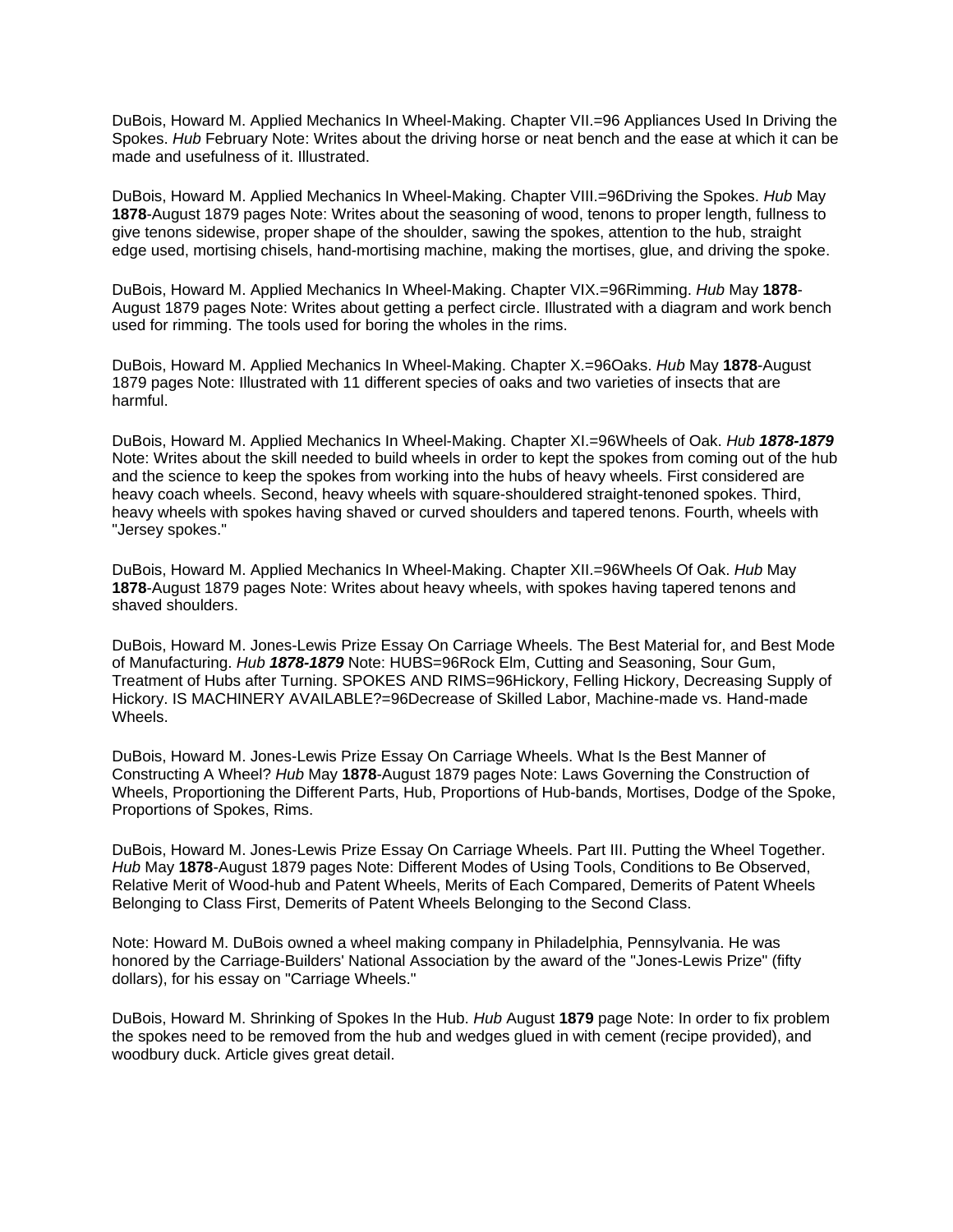DuBois, Howard M. Applied Mechanics In Wheel-Making. Chapter VII.=96 Appliances Used In Driving the Spokes. *Hub* February Note: Writes about the driving horse or neat bench and the ease at which it can be made and usefulness of it. Illustrated.

DuBois, Howard M. Applied Mechanics In Wheel-Making. Chapter VIII.=96Driving the Spokes. *Hub* May **1878**-August 1879 pages Note: Writes about the seasoning of wood, tenons to proper length, fullness to give tenons sidewise, proper shape of the shoulder, sawing the spokes, attention to the hub, straight edge used, mortising chisels, hand-mortising machine, making the mortises, glue, and driving the spoke.

DuBois, Howard M. Applied Mechanics In Wheel-Making. Chapter VIX.=96Rimming. *Hub* May **1878**-August 1879 pages Note: Writes about getting a perfect circle. Illustrated with a diagram and work bench used for rimming. The tools used for boring the wholes in the rims.

DuBois, Howard M. Applied Mechanics In Wheel-Making. Chapter X.=96Oaks. *Hub* May **1878**-August 1879 pages Note: Illustrated with 11 different species of oaks and two varieties of insects that are harmful.

DuBois, Howard M. Applied Mechanics In Wheel-Making. Chapter XI.=96Wheels of Oak. *Hub* ***1878-1879*** Note: Writes about the skill needed to build wheels in order to kept the spokes from coming out of the hub and the science to keep the spokes from working into the hubs of heavy wheels. First considered are heavy coach wheels. Second, heavy wheels with square-shouldered straight-tenoned spokes. Third, heavy wheels with spokes having shaved or curved shoulders and tapered tenons. Fourth, wheels with "Jersey spokes."

DuBois, Howard M. Applied Mechanics In Wheel-Making. Chapter XII.=96Wheels Of Oak. *Hub* May **1878**-August 1879 pages Note: Writes about heavy wheels, with spokes having tapered tenons and shaved shoulders.

DuBois, Howard M. Jones-Lewis Prize Essay On Carriage Wheels. The Best Material for, and Best Mode of Manufacturing. *Hub* ***1878-1879*** Note: HUBS=96Rock Elm, Cutting and Seasoning, Sour Gum, Treatment of Hubs after Turning. SPOKES AND RIMS=96Hickory, Felling Hickory, Decreasing Supply of Hickory. IS MACHINERY AVAILABLE?=96Decrease of Skilled Labor, Machine-made vs. Hand-made Wheels.

DuBois, Howard M. Jones-Lewis Prize Essay On Carriage Wheels. What Is the Best Manner of Constructing A Wheel? *Hub* May **1878**-August 1879 pages Note: Laws Governing the Construction of Wheels, Proportioning the Different Parts, Hub, Proportions of Hub-bands, Mortises, Dodge of the Spoke, Proportions of Spokes, Rims.

DuBois, Howard M. Jones-Lewis Prize Essay On Carriage Wheels. Part III. Putting the Wheel Together. *Hub* May **1878**-August 1879 pages Note: Different Modes of Using Tools, Conditions to Be Observed, Relative Merit of Wood-hub and Patent Wheels, Merits of Each Compared, Demerits of Patent Wheels Belonging to Class First, Demerits of Patent Wheels Belonging to the Second Class.

Note: Howard M. DuBois owned a wheel making company in Philadelphia, Pennsylvania. He was honored by the Carriage-Builders' National Association by the award of the "Jones-Lewis Prize" (fifty dollars), for his essay on "Carriage Wheels."

DuBois, Howard M. Shrinking of Spokes In the Hub. *Hub* August **1879** page Note: In order to fix problem the spokes need to be removed from the hub and wedges glued in with cement (recipe provided), and woodbury duck. Article gives great detail.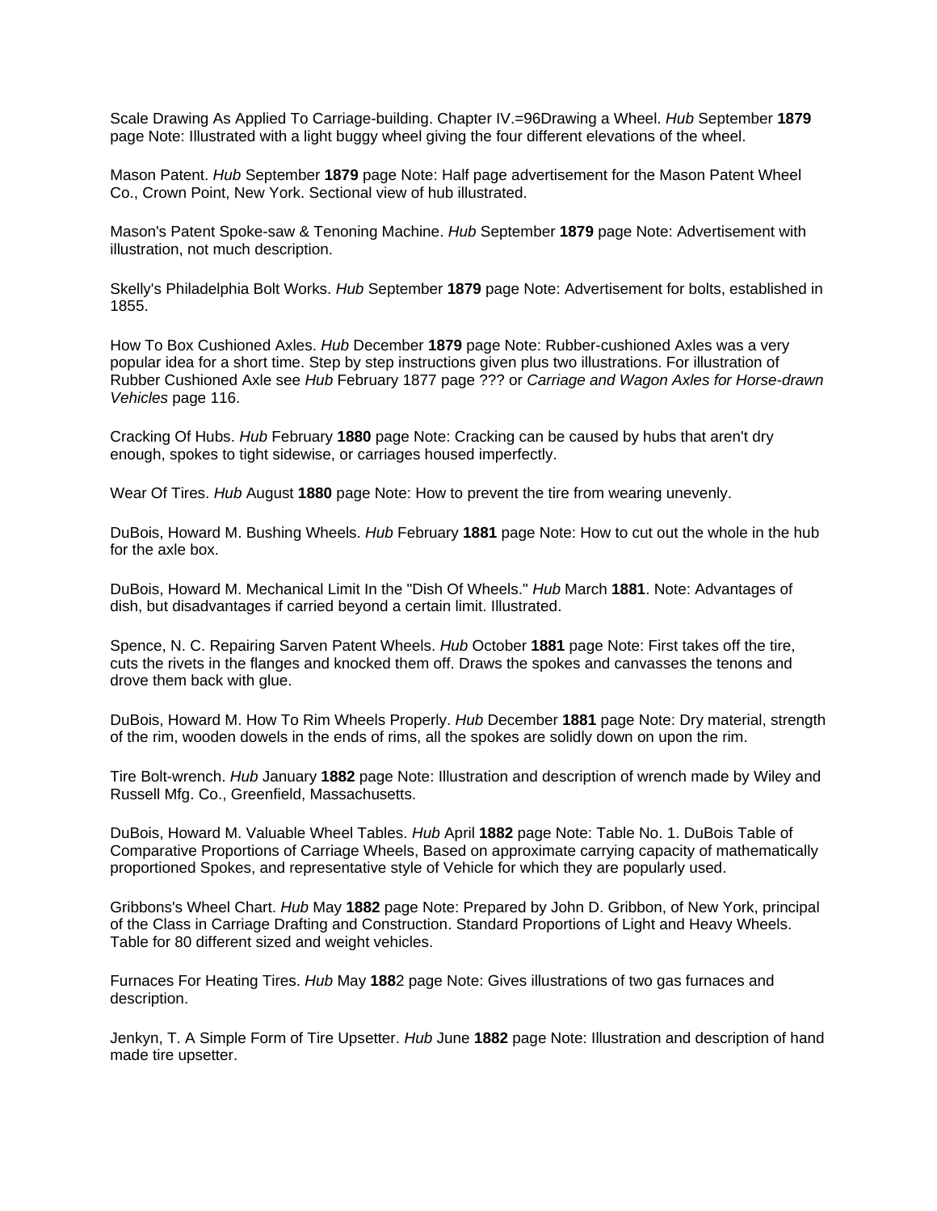Scale Drawing As Applied To Carriage-building. Chapter IV.=96Drawing a Wheel. *Hub* September **1879** page Note: Illustrated with a light buggy wheel giving the four different elevations of the wheel.

Mason Patent. *Hub* September **1879** page Note: Half page advertisement for the Mason Patent Wheel Co., Crown Point, New York. Sectional view of hub illustrated.

Mason's Patent Spoke-saw & Tenoning Machine. *Hub* September **1879** page Note: Advertisement with illustration, not much description.

Skelly's Philadelphia Bolt Works. *Hub* September **1879** page Note: Advertisement for bolts, established in 1855.

How To Box Cushioned Axles. *Hub* December **1879** page Note: Rubber-cushioned Axles was a very popular idea for a short time. Step by step instructions given plus two illustrations. For illustration of Rubber Cushioned Axle see *Hub* February 1877 page ??? or *Carriage and Wagon Axles for Horse-drawn Vehicles* page 116.

Cracking Of Hubs. *Hub* February **1880** page Note: Cracking can be caused by hubs that aren't dry enough, spokes to tight sidewise, or carriages housed imperfectly.

Wear Of Tires. *Hub* August **1880** page Note: How to prevent the tire from wearing unevenly.

DuBois, Howard M. Bushing Wheels. *Hub* February **1881** page Note: How to cut out the whole in the hub for the axle box.

DuBois, Howard M. Mechanical Limit In the "Dish Of Wheels." *Hub* March **1881**. Note: Advantages of dish, but disadvantages if carried beyond a certain limit. Illustrated.

Spence, N. C. Repairing Sarven Patent Wheels. *Hub* October **1881** page Note: First takes off the tire, cuts the rivets in the flanges and knocked them off. Draws the spokes and canvasses the tenons and drove them back with glue.

DuBois, Howard M. How To Rim Wheels Properly. *Hub* December **1881** page Note: Dry material, strength of the rim, wooden dowels in the ends of rims, all the spokes are solidly down on upon the rim.

Tire Bolt-wrench. *Hub* January **1882** page Note: Illustration and description of wrench made by Wiley and Russell Mfg. Co., Greenfield, Massachusetts.

DuBois, Howard M. Valuable Wheel Tables. *Hub* April **1882** page Note: Table No. 1. DuBois Table of Comparative Proportions of Carriage Wheels, Based on approximate carrying capacity of mathematically proportioned Spokes, and representative style of Vehicle for which they are popularly used.

Gribbons's Wheel Chart. *Hub* May **1882** page Note: Prepared by John D. Gribbon, of New York, principal of the Class in Carriage Drafting and Construction. Standard Proportions of Light and Heavy Wheels. Table for 80 different sized and weight vehicles.

Furnaces For Heating Tires. *Hub* May **188**2 page Note: Gives illustrations of two gas furnaces and description.

Jenkyn, T. A Simple Form of Tire Upsetter. *Hub* June **1882** page Note: Illustration and description of hand made tire upsetter.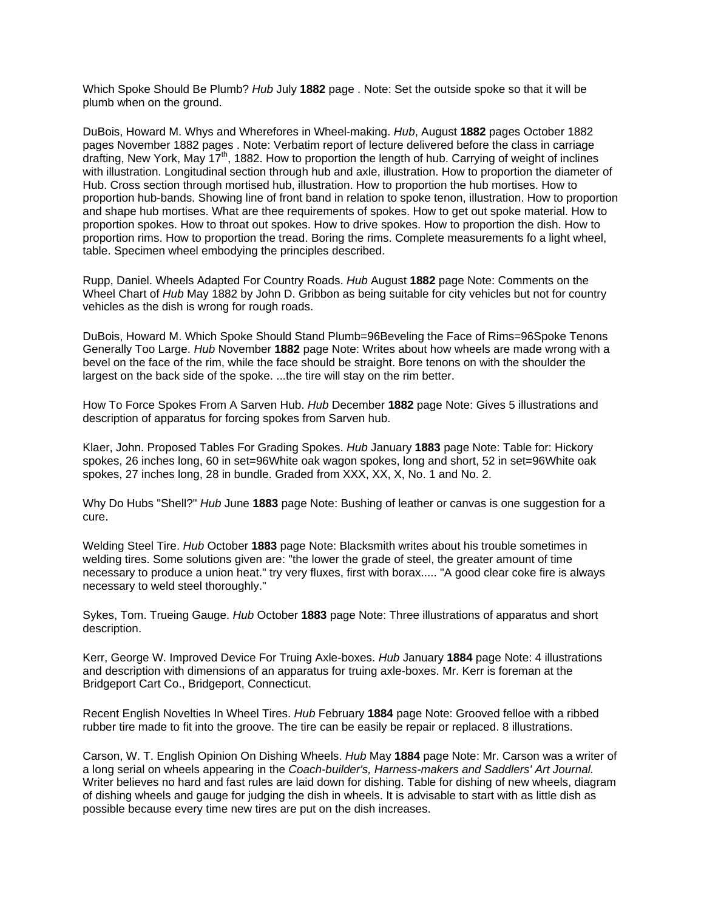Which Spoke Should Be Plumb? *Hub* July **1882** page . Note: Set the outside spoke so that it will be plumb when on the ground.

DuBois, Howard M. Whys and Wherefores in Wheel-making. *Hub*, August **1882** pages October 1882 pages November 1882 pages . Note: Verbatim report of lecture delivered before the class in carriage drafting, New York, May 17th, 1882. How to proportion the length of hub. Carrying of weight of inclines with illustration. Longitudinal section through hub and axle, illustration. How to proportion the diameter of Hub. Cross section through mortised hub, illustration. How to proportion the hub mortises. How to proportion hub-bands. Showing line of front band in relation to spoke tenon, illustration. How to proportion and shape hub mortises. What are thee requirements of spokes. How to get out spoke material. How to proportion spokes. How to throat out spokes. How to drive spokes. How to proportion the dish. How to proportion rims. How to proportion the tread. Boring the rims. Complete measurements fo a light wheel, table. Specimen wheel embodying the principles described.

Rupp, Daniel. Wheels Adapted For Country Roads. *Hub* August **1882** page Note: Comments on the Wheel Chart of *Hub* May 1882 by John D. Gribbon as being suitable for city vehicles but not for country vehicles as the dish is wrong for rough roads.

DuBois, Howard M. Which Spoke Should Stand Plumb=96Beveling the Face of Rims=96Spoke Tenons Generally Too Large. *Hub* November **1882** page Note: Writes about how wheels are made wrong with a bevel on the face of the rim, while the face should be straight. Bore tenons on with the shoulder the largest on the back side of the spoke. ...the tire will stay on the rim better.

How To Force Spokes From A Sarven Hub. *Hub* December **1882** page Note: Gives 5 illustrations and description of apparatus for forcing spokes from Sarven hub.

Klaer, John. Proposed Tables For Grading Spokes. *Hub* January **1883** page Note: Table for: Hickory spokes, 26 inches long, 60 in set=96White oak wagon spokes, long and short, 52 in set=96White oak spokes, 27 inches long, 28 in bundle. Graded from XXX, XX, X, No. 1 and No. 2.

Why Do Hubs "Shell?" *Hub* June **1883** page Note: Bushing of leather or canvas is one suggestion for a cure.

Welding Steel Tire. *Hub* October **1883** page Note: Blacksmith writes about his trouble sometimes in welding tires. Some solutions given are: "the lower the grade of steel, the greater amount of time necessary to produce a union heat." try very fluxes, first with borax..... "A good clear coke fire is always necessary to weld steel thoroughly."

Sykes, Tom. Trueing Gauge. *Hub* October **1883** page Note: Three illustrations of apparatus and short description.

Kerr, George W. Improved Device For Truing Axle-boxes. *Hub* January **1884** page Note: 4 illustrations and description with dimensions of an apparatus for truing axle-boxes. Mr. Kerr is foreman at the Bridgeport Cart Co., Bridgeport, Connecticut.

Recent English Novelties In Wheel Tires. *Hub* February **1884** page Note: Grooved felloe with a ribbed rubber tire made to fit into the groove. The tire can be easily be repair or replaced. 8 illustrations.

Carson, W. T. English Opinion On Dishing Wheels. *Hub* May **1884** page Note: Mr. Carson was a writer of a long serial on wheels appearing in the *Coach-builder's, Harness-makers and Saddlers' Art Journal.* Writer believes no hard and fast rules are laid down for dishing. Table for dishing of new wheels, diagram of dishing wheels and gauge for judging the dish in wheels. It is advisable to start with as little dish as possible because every time new tires are put on the dish increases.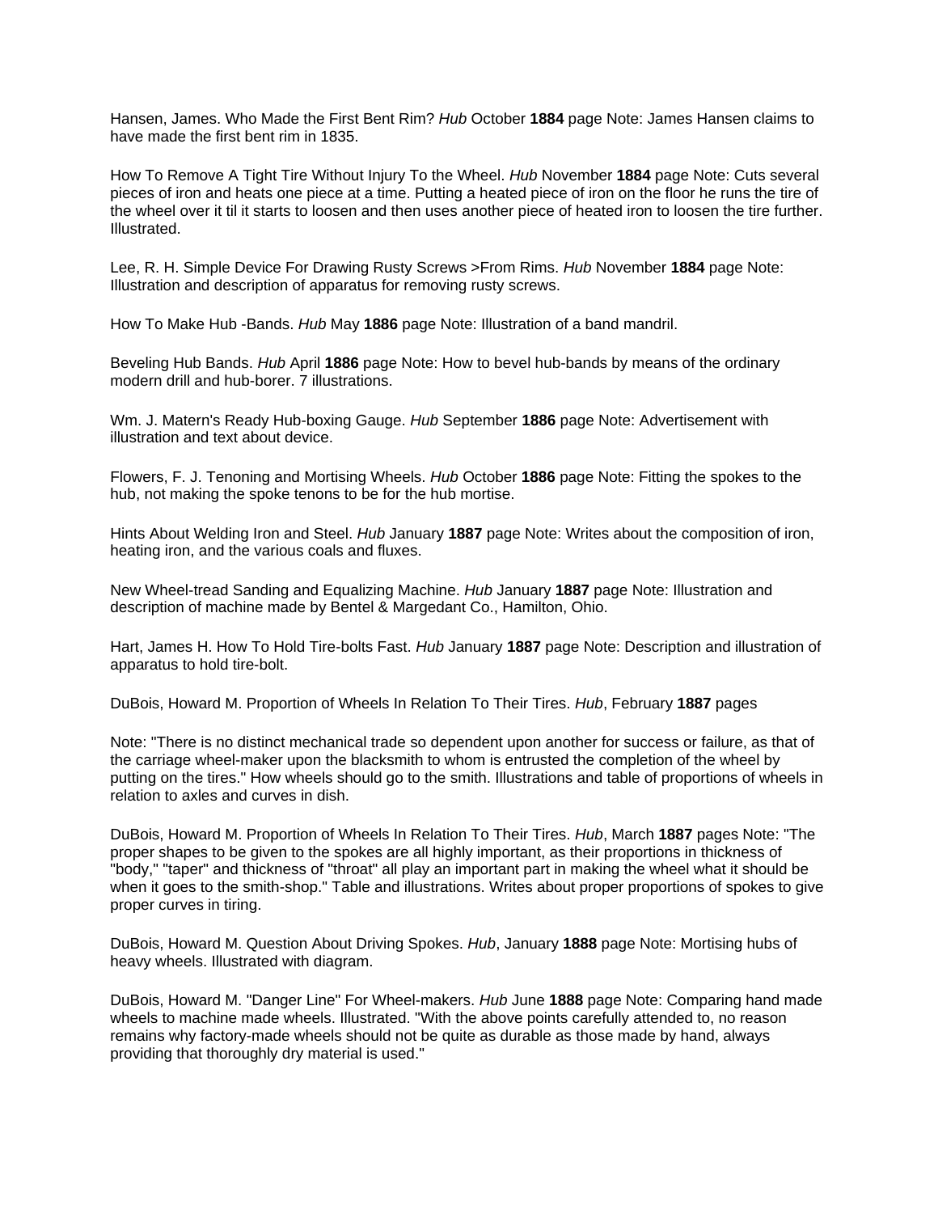Hansen, James. Who Made the First Bent Rim? *Hub* October **1884** page Note: James Hansen claims to have made the first bent rim in 1835.

How To Remove A Tight Tire Without Injury To the Wheel. *Hub* November **1884** page Note: Cuts several pieces of iron and heats one piece at a time. Putting a heated piece of iron on the floor he runs the tire of the wheel over it til it starts to loosen and then uses another piece of heated iron to loosen the tire further. Illustrated.

Lee, R. H. Simple Device For Drawing Rusty Screws >From Rims. *Hub* November **1884** page Note: Illustration and description of apparatus for removing rusty screws.

How To Make Hub -Bands. *Hub* May **1886** page Note: Illustration of a band mandril.

Beveling Hub Bands. *Hub* April **1886** page Note: How to bevel hub-bands by means of the ordinary modern drill and hub-borer. 7 illustrations.

Wm. J. Matern's Ready Hub-boxing Gauge. *Hub* September **1886** page Note: Advertisement with illustration and text about device.

Flowers, F. J. Tenoning and Mortising Wheels. *Hub* October **1886** page Note: Fitting the spokes to the hub, not making the spoke tenons to be for the hub mortise.

Hints About Welding Iron and Steel. *Hub* January **1887** page Note: Writes about the composition of iron, heating iron, and the various coals and fluxes.

New Wheel-tread Sanding and Equalizing Machine. *Hub* January **1887** page Note: Illustration and description of machine made by Bentel & Margedant Co., Hamilton, Ohio.

Hart, James H. How To Hold Tire-bolts Fast. *Hub* January **1887** page Note: Description and illustration of apparatus to hold tire-bolt.

DuBois, Howard M. Proportion of Wheels In Relation To Their Tires. *Hub*, February **1887** pages

Note: "There is no distinct mechanical trade so dependent upon another for success or failure, as that of the carriage wheel-maker upon the blacksmith to whom is entrusted the completion of the wheel by putting on the tires." How wheels should go to the smith. Illustrations and table of proportions of wheels in relation to axles and curves in dish.

DuBois, Howard M. Proportion of Wheels In Relation To Their Tires. *Hub*, March **1887** pages Note: "The proper shapes to be given to the spokes are all highly important, as their proportions in thickness of "body," "taper" and thickness of "throat" all play an important part in making the wheel what it should be when it goes to the smith-shop." Table and illustrations. Writes about proper proportions of spokes to give proper curves in tiring.

DuBois, Howard M. Question About Driving Spokes. *Hub*, January **1888** page Note: Mortising hubs of heavy wheels. Illustrated with diagram.

DuBois, Howard M. "Danger Line" For Wheel-makers. *Hub* June **1888** page Note: Comparing hand made wheels to machine made wheels. Illustrated. "With the above points carefully attended to, no reason remains why factory-made wheels should not be quite as durable as those made by hand, always providing that thoroughly dry material is used."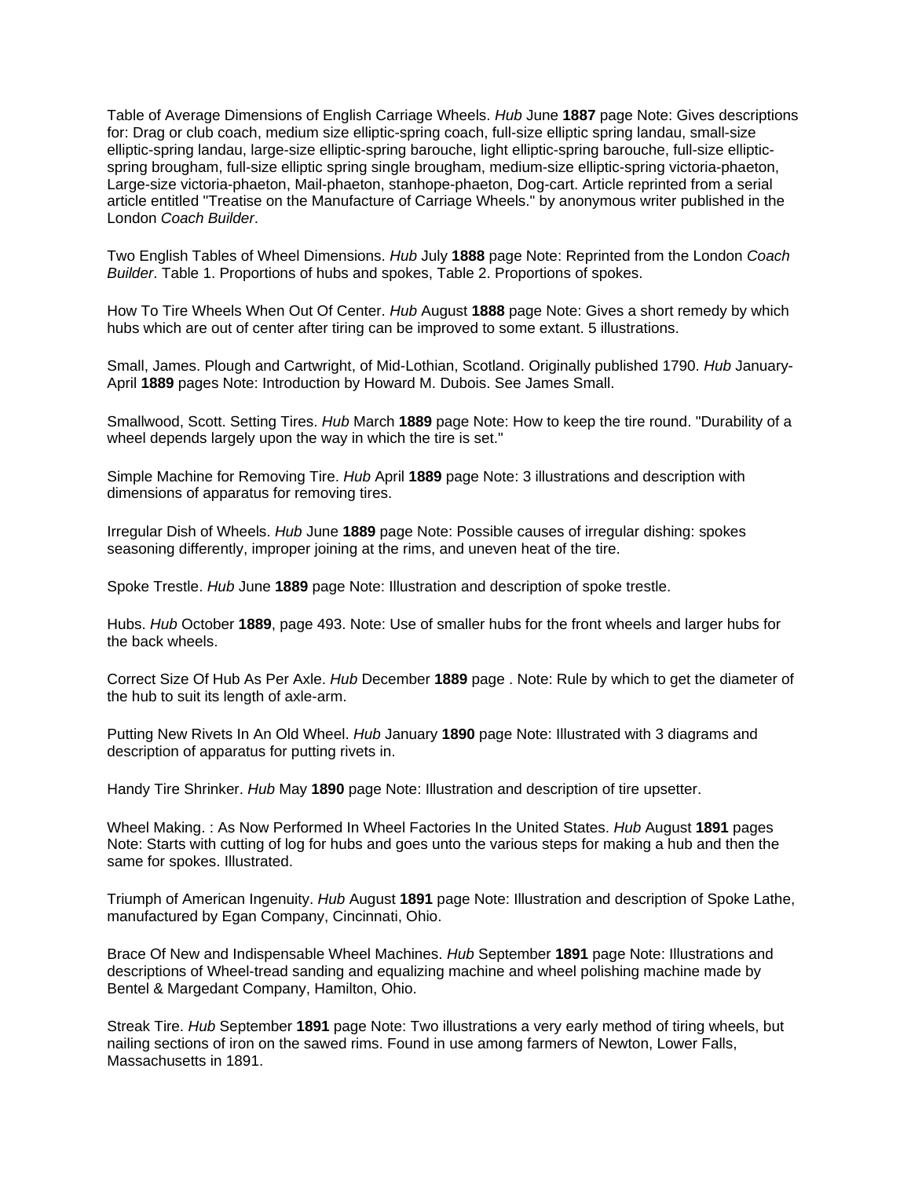Table of Average Dimensions of English Carriage Wheels. *Hub* June **1887** page Note: Gives descriptions for: Drag or club coach, medium size elliptic-spring coach, full-size elliptic spring landau, small-size elliptic-spring landau, large-size elliptic-spring barouche, light elliptic-spring barouche, full-size elliptic-spring brougham, full-size elliptic spring single brougham, medium-size elliptic-spring victoria-phaeton, Large-size victoria-phaeton, Mail-phaeton, stanhope-phaeton, Dog-cart. Article reprinted from a serial article entitled "Treatise on the Manufacture of Carriage Wheels." by anonymous writer published in the London *Coach Builder*.

Two English Tables of Wheel Dimensions. *Hub* July **1888** page Note: Reprinted from the London *Coach Builder*. Table 1. Proportions of hubs and spokes, Table 2. Proportions of spokes.

How To Tire Wheels When Out Of Center. *Hub* August **1888** page Note: Gives a short remedy by which hubs which are out of center after tiring can be improved to some extant. 5 illustrations.

Small, James. Plough and Cartwright, of Mid-Lothian, Scotland. Originally published 1790. *Hub* January-April **1889** pages Note: Introduction by Howard M. Dubois. See James Small.

Smallwood, Scott. Setting Tires. *Hub* March **1889** page Note: How to keep the tire round. "Durability of a wheel depends largely upon the way in which the tire is set."

Simple Machine for Removing Tire. *Hub* April **1889** page Note: 3 illustrations and description with dimensions of apparatus for removing tires.

Irregular Dish of Wheels. *Hub* June **1889** page Note: Possible causes of irregular dishing: spokes seasoning differently, improper joining at the rims, and uneven heat of the tire.

Spoke Trestle. *Hub* June **1889** page Note: Illustration and description of spoke trestle.

Hubs. *Hub* October **1889**, page 493. Note: Use of smaller hubs for the front wheels and larger hubs for the back wheels.

Correct Size Of Hub As Per Axle. *Hub* December **1889** page . Note: Rule by which to get the diameter of the hub to suit its length of axle-arm.

Putting New Rivets In An Old Wheel. *Hub* January **1890** page Note: Illustrated with 3 diagrams and description of apparatus for putting rivets in.

Handy Tire Shrinker. *Hub* May **1890** page Note: Illustration and description of tire upsetter.

Wheel Making. : As Now Performed In Wheel Factories In the United States. *Hub* August **1891** pages Note: Starts with cutting of log for hubs and goes unto the various steps for making a hub and then the same for spokes. Illustrated.

Triumph of American Ingenuity. *Hub* August **1891** page Note: Illustration and description of Spoke Lathe, manufactured by Egan Company, Cincinnati, Ohio.

Brace Of New and Indispensable Wheel Machines. *Hub* September **1891** page Note: Illustrations and descriptions of Wheel-tread sanding and equalizing machine and wheel polishing machine made by Bentel & Margedant Company, Hamilton, Ohio.

Streak Tire. *Hub* September **1891** page Note: Two illustrations a very early method of tiring wheels, but nailing sections of iron on the sawed rims. Found in use among farmers of Newton, Lower Falls, Massachusetts in 1891.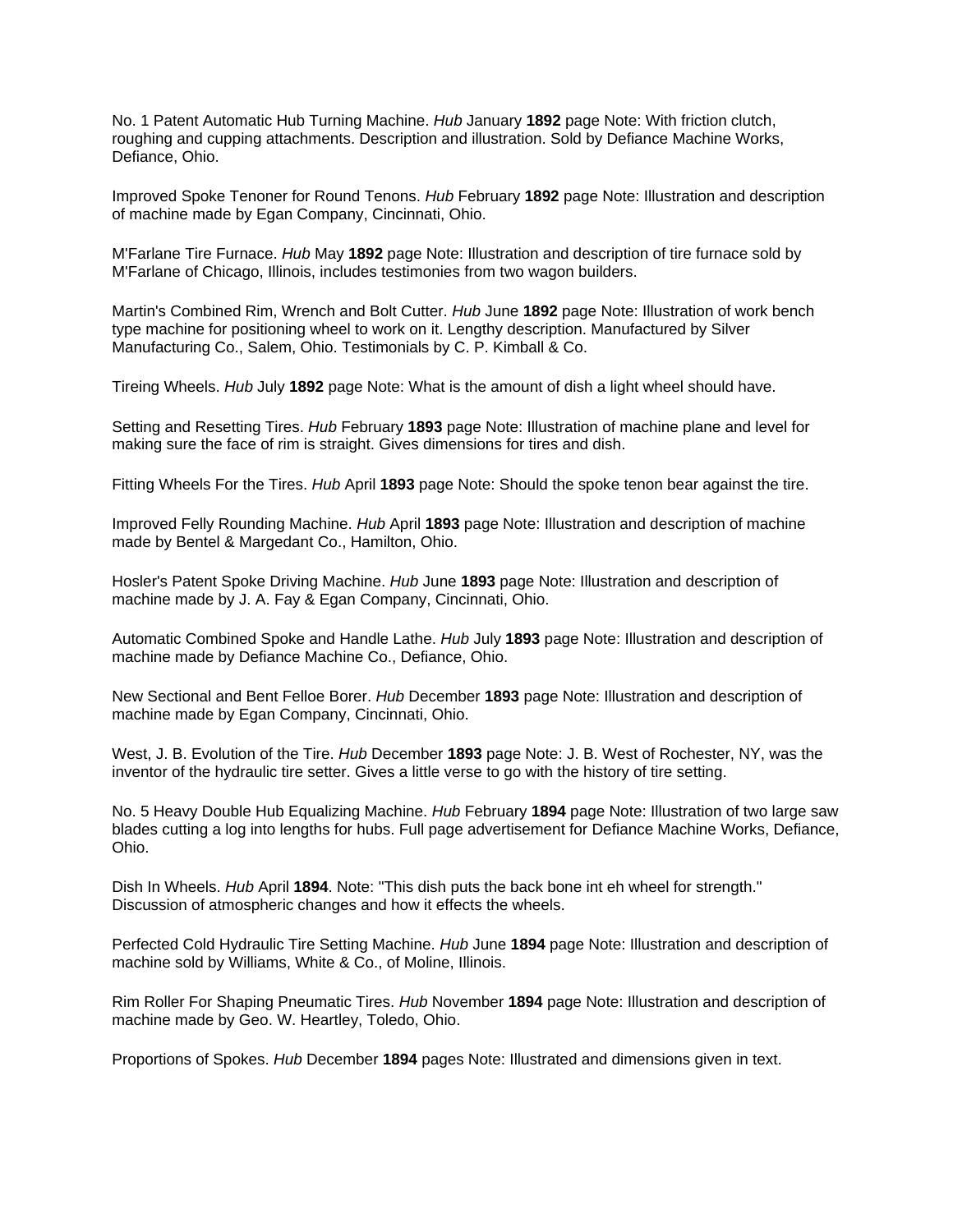No. 1 Patent Automatic Hub Turning Machine. *Hub* January **1892** page Note: With friction clutch, roughing and cupping attachments. Description and illustration. Sold by Defiance Machine Works, Defiance, Ohio.

Improved Spoke Tenoner for Round Tenons. *Hub* February **1892** page Note: Illustration and description of machine made by Egan Company, Cincinnati, Ohio.

M'Farlane Tire Furnace. *Hub* May **1892** page Note: Illustration and description of tire furnace sold by M'Farlane of Chicago, Illinois, includes testimonies from two wagon builders.

Martin's Combined Rim, Wrench and Bolt Cutter. *Hub* June **1892** page Note: Illustration of work bench type machine for positioning wheel to work on it. Lengthy description. Manufactured by Silver Manufacturing Co., Salem, Ohio. Testimonials by C. P. Kimball & Co.

Tireing Wheels. *Hub* July **1892** page Note: What is the amount of dish a light wheel should have.

Setting and Resetting Tires. *Hub* February **1893** page Note: Illustration of machine plane and level for making sure the face of rim is straight. Gives dimensions for tires and dish.

Fitting Wheels For the Tires. *Hub* April **1893** page Note: Should the spoke tenon bear against the tire.

Improved Felly Rounding Machine. *Hub* April **1893** page Note: Illustration and description of machine made by Bentel & Margedant Co., Hamilton, Ohio.

Hosler's Patent Spoke Driving Machine. *Hub* June **1893** page Note: Illustration and description of machine made by J. A. Fay & Egan Company, Cincinnati, Ohio.

Automatic Combined Spoke and Handle Lathe. *Hub* July **1893** page Note: Illustration and description of machine made by Defiance Machine Co., Defiance, Ohio.

New Sectional and Bent Felloe Borer. *Hub* December **1893** page Note: Illustration and description of machine made by Egan Company, Cincinnati, Ohio.

West, J. B. Evolution of the Tire. *Hub* December **1893** page Note: J. B. West of Rochester, NY, was the inventor of the hydraulic tire setter. Gives a little verse to go with the history of tire setting.

No. 5 Heavy Double Hub Equalizing Machine. *Hub* February **1894** page Note: Illustration of two large saw blades cutting a log into lengths for hubs. Full page advertisement for Defiance Machine Works, Defiance, Ohio.

Dish In Wheels. *Hub* April **1894**. Note: "This dish puts the back bone int eh wheel for strength." Discussion of atmospheric changes and how it effects the wheels.

Perfected Cold Hydraulic Tire Setting Machine. *Hub* June **1894** page Note: Illustration and description of machine sold by Williams, White & Co., of Moline, Illinois.

Rim Roller For Shaping Pneumatic Tires. *Hub* November **1894** page Note: Illustration and description of machine made by Geo. W. Heartley, Toledo, Ohio.

Proportions of Spokes. *Hub* December **1894** pages Note: Illustrated and dimensions given in text.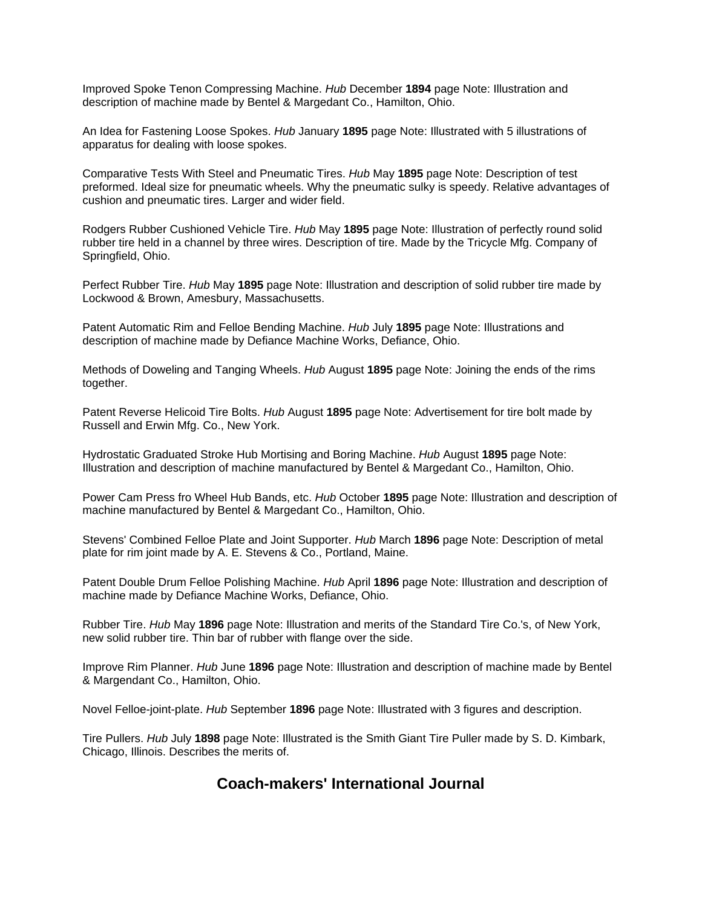Improved Spoke Tenon Compressing Machine. *Hub* December **1894** page Note: Illustration and description of machine made by Bentel & Margedant Co., Hamilton, Ohio.

An Idea for Fastening Loose Spokes. *Hub* January **1895** page Note: Illustrated with 5 illustrations of apparatus for dealing with loose spokes.

Comparative Tests With Steel and Pneumatic Tires. *Hub* May **1895** page Note: Description of test preformed. Ideal size for pneumatic wheels. Why the pneumatic sulky is speedy. Relative advantages of cushion and pneumatic tires. Larger and wider field.

Rodgers Rubber Cushioned Vehicle Tire. *Hub* May **1895** page Note: Illustration of perfectly round solid rubber tire held in a channel by three wires. Description of tire. Made by the Tricycle Mfg. Company of Springfield, Ohio.

Perfect Rubber Tire. *Hub* May **1895** page Note: Illustration and description of solid rubber tire made by Lockwood & Brown, Amesbury, Massachusetts.

Patent Automatic Rim and Felloe Bending Machine. *Hub* July **1895** page Note: Illustrations and description of machine made by Defiance Machine Works, Defiance, Ohio.

Methods of Doweling and Tanging Wheels. *Hub* August **1895** page Note: Joining the ends of the rims together.

Patent Reverse Helicoid Tire Bolts. *Hub* August **1895** page Note: Advertisement for tire bolt made by Russell and Erwin Mfg. Co., New York.

Hydrostatic Graduated Stroke Hub Mortising and Boring Machine. *Hub* August **1895** page Note: Illustration and description of machine manufactured by Bentel & Margedant Co., Hamilton, Ohio.

Power Cam Press fro Wheel Hub Bands, etc. *Hub* October **1895** page Note: Illustration and description of machine manufactured by Bentel & Margedant Co., Hamilton, Ohio.

Stevens' Combined Felloe Plate and Joint Supporter. *Hub* March **1896** page Note: Description of metal plate for rim joint made by A. E. Stevens & Co., Portland, Maine.

Patent Double Drum Felloe Polishing Machine. *Hub* April **1896** page Note: Illustration and description of machine made by Defiance Machine Works, Defiance, Ohio.

Rubber Tire. *Hub* May **1896** page Note: Illustration and merits of the Standard Tire Co.'s, of New York, new solid rubber tire. Thin bar of rubber with flange over the side.

Improve Rim Planner. *Hub* June **1896** page Note: Illustration and description of machine made by Bentel & Margendant Co., Hamilton, Ohio.

Novel Felloe-joint-plate. *Hub* September **1896** page Note: Illustrated with 3 figures and description.

Tire Pullers. *Hub* July **1898** page Note: Illustrated is the Smith Giant Tire Puller made by S. D. Kimbark, Chicago, Illinois. Describes the merits of.

## Coach-makers' International Journal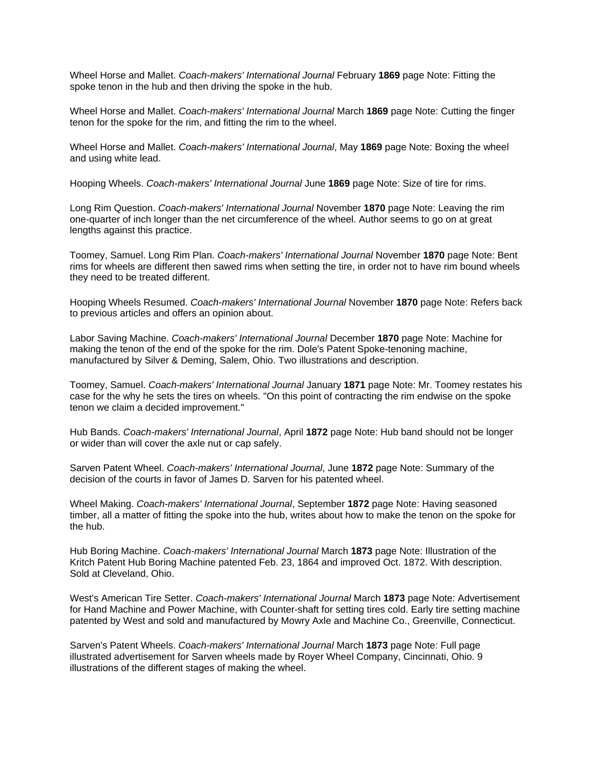Wheel Horse and Mallet. *Coach-makers' International Journal* February **1869** page Note: Fitting the spoke tenon in the hub and then driving the spoke in the hub.

Wheel Horse and Mallet. *Coach-makers' International Journal* March **1869** page Note: Cutting the finger tenon for the spoke for the rim, and fitting the rim to the wheel.

Wheel Horse and Mallet. *Coach-makers' International Journal*, May **1869** page Note: Boxing the wheel and using white lead.

Hooping Wheels. *Coach-makers' International Journal* June **1869** page Note: Size of tire for rims.

Long Rim Question. *Coach-makers' International Journal* November **1870** page Note: Leaving the rim one-quarter of inch longer than the net circumference of the wheel. Author seems to go on at great lengths against this practice.

Toomey, Samuel. Long Rim Plan. *Coach-makers' International Journal* November **1870** page Note: Bent rims for wheels are different then sawed rims when setting the tire, in order not to have rim bound wheels they need to be treated different.

Hooping Wheels Resumed. *Coach-makers' International Journal* November **1870** page Note: Refers back to previous articles and offers an opinion about.

Labor Saving Machine. *Coach-makers' International Journal* December **1870** page Note: Machine for making the tenon of the end of the spoke for the rim. Dole's Patent Spoke-tenoning machine, manufactured by Silver & Deming, Salem, Ohio. Two illustrations and description.

Toomey, Samuel. *Coach-makers' International Journal* January **1871** page Note: Mr. Toomey restates his case for the why he sets the tires on wheels. "On this point of contracting the rim endwise on the spoke tenon we claim a decided improvement."

Hub Bands. *Coach-makers' International Journal*, April **1872** page Note: Hub band should not be longer or wider than will cover the axle nut or cap safely.

Sarven Patent Wheel. *Coach-makers' International Journal*, June **1872** page Note: Summary of the decision of the courts in favor of James D. Sarven for his patented wheel.

Wheel Making. *Coach-makers' International Journal*, September **1872** page Note: Having seasoned timber, all a matter of fitting the spoke into the hub, writes about how to make the tenon on the spoke for the hub.

Hub Boring Machine. *Coach-makers' International Journal* March **1873** page Note: Illustration of the Kritch Patent Hub Boring Machine patented Feb. 23, 1864 and improved Oct. 1872. With description. Sold at Cleveland, Ohio.

West's American Tire Setter. *Coach-makers' International Journal* March **1873** page Note: Advertisement for Hand Machine and Power Machine, with Counter-shaft for setting tires cold. Early tire setting machine patented by West and sold and manufactured by Mowry Axle and Machine Co., Greenville, Connecticut.

Sarven's Patent Wheels. *Coach-makers' International Journal* March **1873** page Note: Full page illustrated advertisement for Sarven wheels made by Royer Wheel Company, Cincinnati, Ohio. 9 illustrations of the different stages of making the wheel.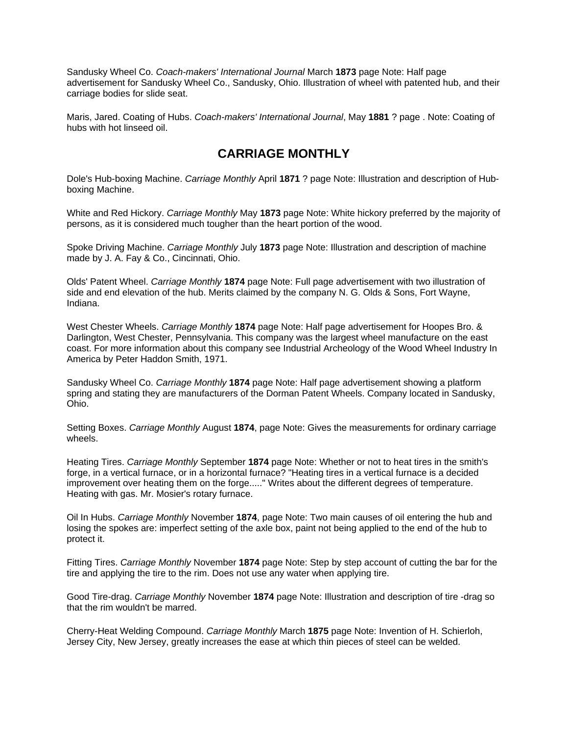Sandusky Wheel Co. *Coach-makers' International Journal* March **1873** page Note: Half page advertisement for Sandusky Wheel Co., Sandusky, Ohio. Illustration of wheel with patented hub, and their carriage bodies for slide seat.

Maris, Jared. Coating of Hubs. *Coach-makers' International Journal*, May **1881** ? page . Note: Coating of hubs with hot linseed oil.

## CARRIAGE MONTHLY

Dole's Hub-boxing Machine. *Carriage Monthly* April **1871** ? page Note: Illustration and description of Hub-boxing Machine.

White and Red Hickory. *Carriage Monthly* May **1873** page Note: White hickory preferred by the majority of persons, as it is considered much tougher than the heart portion of the wood.

Spoke Driving Machine. *Carriage Monthly* July **1873** page Note: Illustration and description of machine made by J. A. Fay & Co., Cincinnati, Ohio.

Olds' Patent Wheel. *Carriage Monthly* **1874** page Note: Full page advertisement with two illustration of side and end elevation of the hub. Merits claimed by the company N. G. Olds & Sons, Fort Wayne, Indiana.

West Chester Wheels. *Carriage Monthly* **1874** page Note: Half page advertisement for Hoopes Bro. & Darlington, West Chester, Pennsylvania. This company was the largest wheel manufacture on the east coast. For more information about this company see Industrial Archeology of the Wood Wheel Industry In America by Peter Haddon Smith, 1971.

Sandusky Wheel Co. *Carriage Monthly* **1874** page Note: Half page advertisement showing a platform spring and stating they are manufacturers of the Dorman Patent Wheels. Company located in Sandusky, Ohio.

Setting Boxes. *Carriage Monthly* August **1874**, page Note: Gives the measurements for ordinary carriage wheels.

Heating Tires. *Carriage Monthly* September **1874** page Note: Whether or not to heat tires in the smith's forge, in a vertical furnace, or in a horizontal furnace? "Heating tires in a vertical furnace is a decided improvement over heating them on the forge....." Writes about the different degrees of temperature. Heating with gas. Mr. Mosier's rotary furnace.

Oil In Hubs. *Carriage Monthly* November **1874**, page Note: Two main causes of oil entering the hub and losing the spokes are: imperfect setting of the axle box, paint not being applied to the end of the hub to protect it.

Fitting Tires. *Carriage Monthly* November **1874** page Note: Step by step account of cutting the bar for the tire and applying the tire to the rim. Does not use any water when applying tire.

Good Tire-drag. *Carriage Monthly* November **1874** page Note: Illustration and description of tire -drag so that the rim wouldn't be marred.

Cherry-Heat Welding Compound. *Carriage Monthly* March **1875** page Note: Invention of H. Schierloh, Jersey City, New Jersey, greatly increases the ease at which thin pieces of steel can be welded.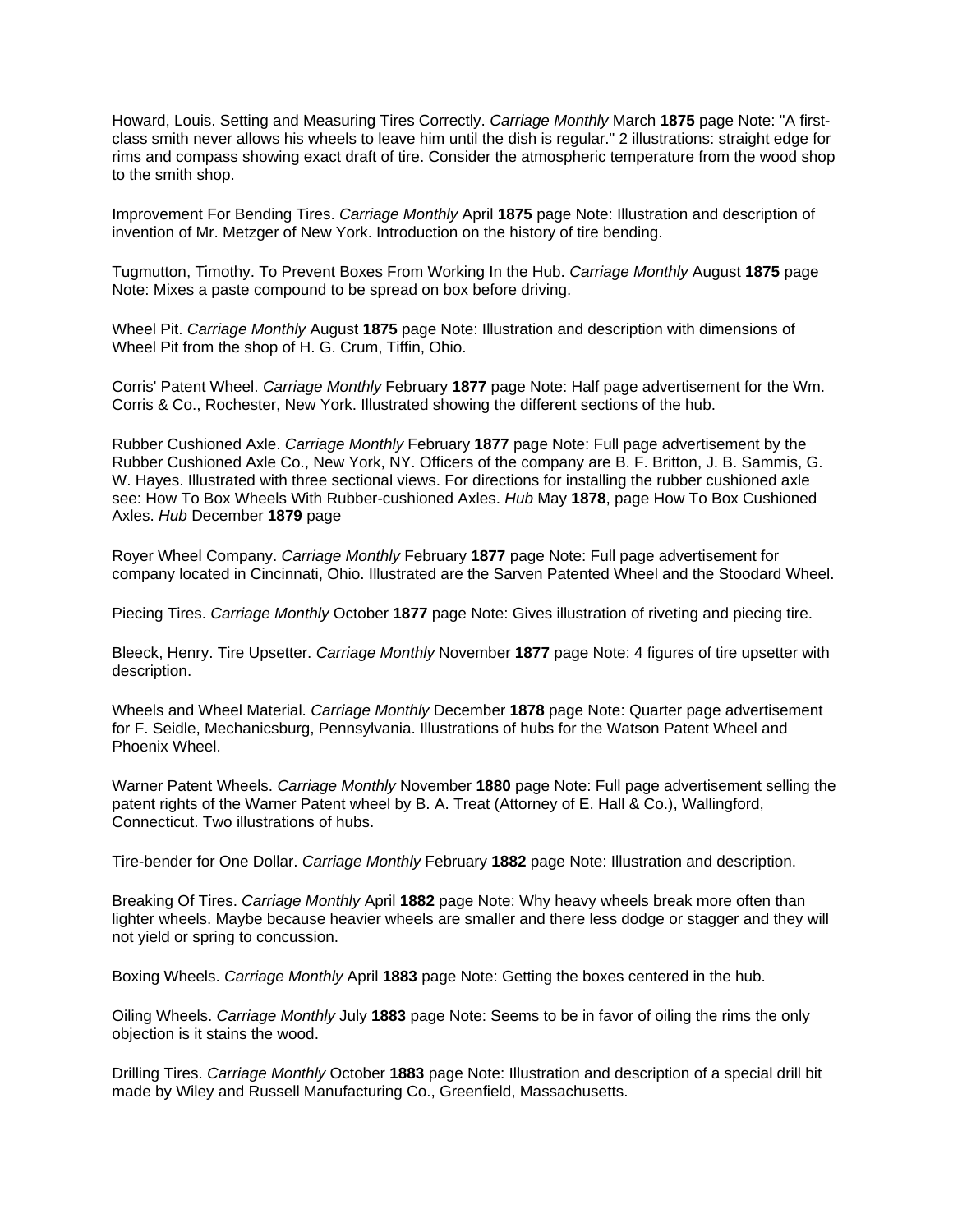Howard, Louis. Setting and Measuring Tires Correctly. *Carriage Monthly* March **1875** page Note: "A first-class smith never allows his wheels to leave him until the dish is regular." 2 illustrations: straight edge for rims and compass showing exact draft of tire. Consider the atmospheric temperature from the wood shop to the smith shop.

Improvement For Bending Tires. *Carriage Monthly* April **1875** page Note: Illustration and description of invention of Mr. Metzger of New York. Introduction on the history of tire bending.

Tugmutton, Timothy. To Prevent Boxes From Working In the Hub. *Carriage Monthly* August **1875** page Note: Mixes a paste compound to be spread on box before driving.

Wheel Pit. *Carriage Monthly* August **1875** page Note: Illustration and description with dimensions of Wheel Pit from the shop of H. G. Crum, Tiffin, Ohio.

Corris' Patent Wheel. *Carriage Monthly* February **1877** page Note: Half page advertisement for the Wm. Corris & Co., Rochester, New York. Illustrated showing the different sections of the hub.

Rubber Cushioned Axle. *Carriage Monthly* February **1877** page Note: Full page advertisement by the Rubber Cushioned Axle Co., New York, NY. Officers of the company are B. F. Britton, J. B. Sammis, G. W. Hayes. Illustrated with three sectional views. For directions for installing the rubber cushioned axle see: How To Box Wheels With Rubber-cushioned Axles. *Hub* May **1878**, page How To Box Cushioned Axles. *Hub* December **1879** page

Royer Wheel Company. *Carriage Monthly* February **1877** page Note: Full page advertisement for company located in Cincinnati, Ohio. Illustrated are the Sarven Patented Wheel and the Stoodard Wheel.

Piecing Tires. *Carriage Monthly* October **1877** page Note: Gives illustration of riveting and piecing tire.

Bleeck, Henry. Tire Upsetter. *Carriage Monthly* November **1877** page Note: 4 figures of tire upsetter with description.

Wheels and Wheel Material. *Carriage Monthly* December **1878** page Note: Quarter page advertisement for F. Seidle, Mechanicsburg, Pennsylvania. Illustrations of hubs for the Watson Patent Wheel and Phoenix Wheel.

Warner Patent Wheels. *Carriage Monthly* November **1880** page Note: Full page advertisement selling the patent rights of the Warner Patent wheel by B. A. Treat (Attorney of E. Hall & Co.), Wallingford, Connecticut. Two illustrations of hubs.

Tire-bender for One Dollar. *Carriage Monthly* February **1882** page Note: Illustration and description.

Breaking Of Tires. *Carriage Monthly* April **1882** page Note: Why heavy wheels break more often than lighter wheels. Maybe because heavier wheels are smaller and there less dodge or stagger and they will not yield or spring to concussion.

Boxing Wheels. *Carriage Monthly* April **1883** page Note: Getting the boxes centered in the hub.

Oiling Wheels. *Carriage Monthly* July **1883** page Note: Seems to be in favor of oiling the rims the only objection is it stains the wood.

Drilling Tires. *Carriage Monthly* October **1883** page Note: Illustration and description of a special drill bit made by Wiley and Russell Manufacturing Co., Greenfield, Massachusetts.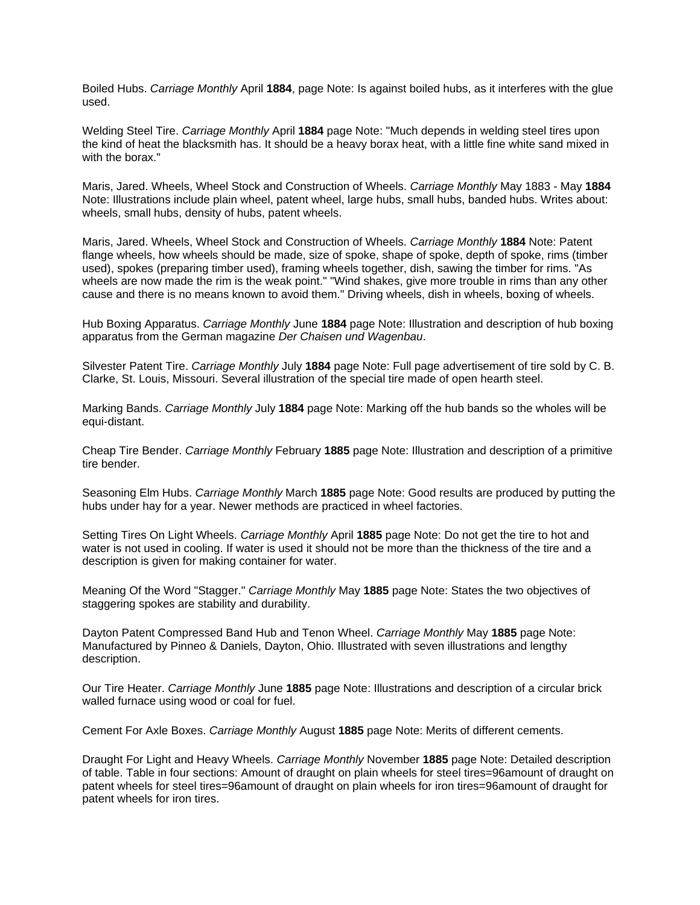Boiled Hubs. *Carriage Monthly* April **1884**, page Note: Is against boiled hubs, as it interferes with the glue used.

Welding Steel Tire. *Carriage Monthly* April **1884** page Note: "Much depends in welding steel tires upon the kind of heat the blacksmith has. It should be a heavy borax heat, with a little fine white sand mixed in with the borax."

Maris, Jared. Wheels, Wheel Stock and Construction of Wheels. *Carriage Monthly* May 1883 - May **1884** Note: Illustrations include plain wheel, patent wheel, large hubs, small hubs, banded hubs. Writes about: wheels, small hubs, density of hubs, patent wheels.

Maris, Jared. Wheels, Wheel Stock and Construction of Wheels. *Carriage Monthly* **1884** Note: Patent flange wheels, how wheels should be made, size of spoke, shape of spoke, depth of spoke, rims (timber used), spokes (preparing timber used), framing wheels together, dish, sawing the timber for rims. "As wheels are now made the rim is the weak point." "Wind shakes, give more trouble in rims than any other cause and there is no means known to avoid them." Driving wheels, dish in wheels, boxing of wheels.

Hub Boxing Apparatus. *Carriage Monthly* June **1884** page Note: Illustration and description of hub boxing apparatus from the German magazine *Der Chaisen und Wagenbau*.

Silvester Patent Tire. *Carriage Monthly* July **1884** page Note: Full page advertisement of tire sold by C. B. Clarke, St. Louis, Missouri. Several illustration of the special tire made of open hearth steel.

Marking Bands. *Carriage Monthly* July **1884** page Note: Marking off the hub bands so the wholes will be equi-distant.

Cheap Tire Bender. *Carriage Monthly* February **1885** page Note: Illustration and description of a primitive tire bender.

Seasoning Elm Hubs. *Carriage Monthly* March **1885** page Note: Good results are produced by putting the hubs under hay for a year. Newer methods are practiced in wheel factories.

Setting Tires On Light Wheels. *Carriage Monthly* April **1885** page Note: Do not get the tire to hot and water is not used in cooling. If water is used it should not be more than the thickness of the tire and a description is given for making container for water.

Meaning Of the Word "Stagger." *Carriage Monthly* May **1885** page Note: States the two objectives of staggering spokes are stability and durability.

Dayton Patent Compressed Band Hub and Tenon Wheel. *Carriage Monthly* May **1885** page Note: Manufactured by Pinneo & Daniels, Dayton, Ohio. Illustrated with seven illustrations and lengthy description.

Our Tire Heater. *Carriage Monthly* June **1885** page Note: Illustrations and description of a circular brick walled furnace using wood or coal for fuel.

Cement For Axle Boxes. *Carriage Monthly* August **1885** page Note: Merits of different cements.

Draught For Light and Heavy Wheels. *Carriage Monthly* November **1885** page Note: Detailed description of table. Table in four sections: Amount of draught on plain wheels for steel tires=96amount of draught on patent wheels for steel tires=96amount of draught on plain wheels for iron tires=96amount of draught for patent wheels for iron tires.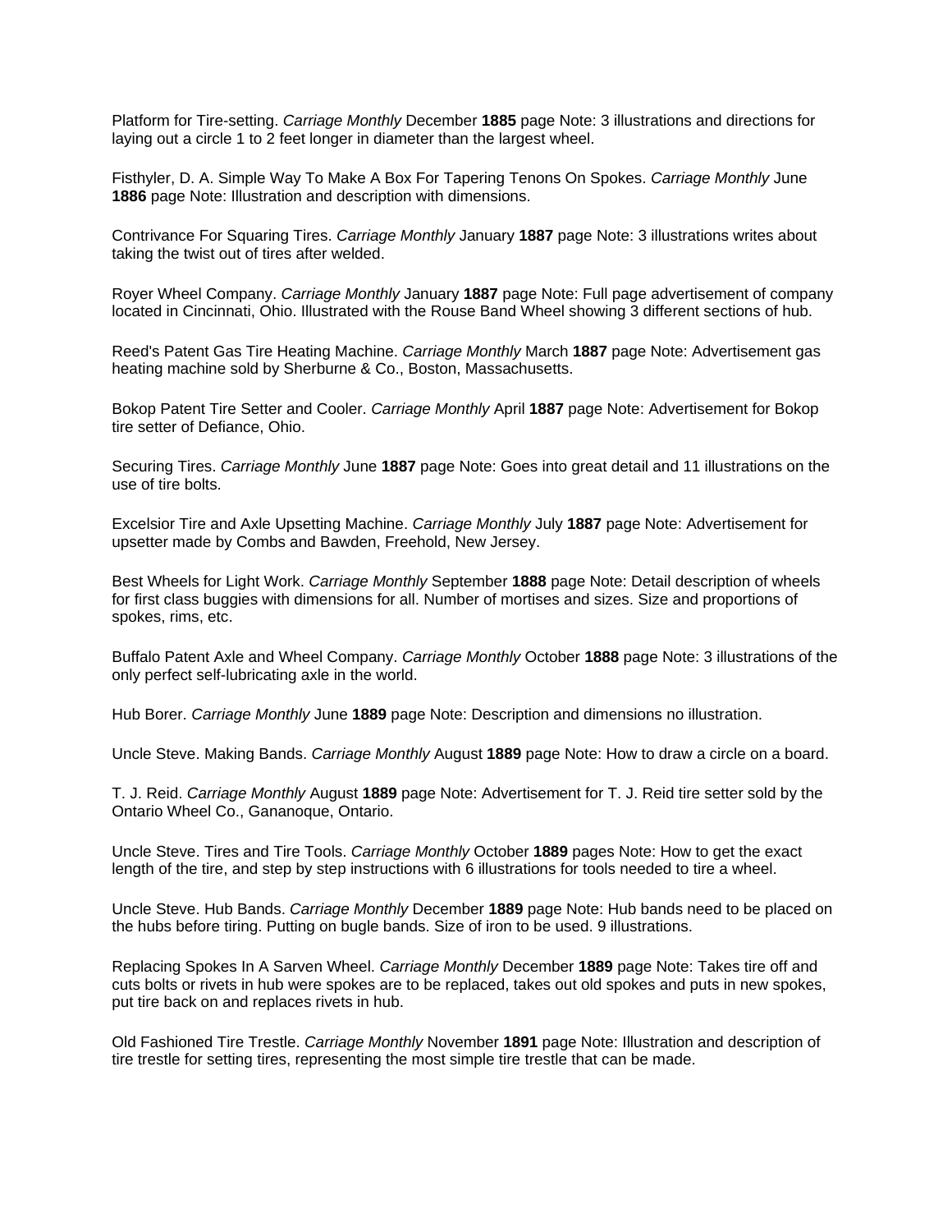Platform for Tire-setting. *Carriage Monthly* December **1885** page Note: 3 illustrations and directions for laying out a circle 1 to 2 feet longer in diameter than the largest wheel.

Fisthyler, D. A. Simple Way To Make A Box For Tapering Tenons On Spokes. *Carriage Monthly* June **1886** page Note: Illustration and description with dimensions.

Contrivance For Squaring Tires. *Carriage Monthly* January **1887** page Note: 3 illustrations writes about taking the twist out of tires after welded.

Royer Wheel Company. *Carriage Monthly* January **1887** page Note: Full page advertisement of company located in Cincinnati, Ohio. Illustrated with the Rouse Band Wheel showing 3 different sections of hub.

Reed's Patent Gas Tire Heating Machine. *Carriage Monthly* March **1887** page Note: Advertisement gas heating machine sold by Sherburne & Co., Boston, Massachusetts.

Bokop Patent Tire Setter and Cooler. *Carriage Monthly* April **1887** page Note: Advertisement for Bokop tire setter of Defiance, Ohio.

Securing Tires. *Carriage Monthly* June **1887** page Note: Goes into great detail and 11 illustrations on the use of tire bolts.

Excelsior Tire and Axle Upsetting Machine. *Carriage Monthly* July **1887** page Note: Advertisement for upsetter made by Combs and Bawden, Freehold, New Jersey.

Best Wheels for Light Work. *Carriage Monthly* September **1888** page Note: Detail description of wheels for first class buggies with dimensions for all. Number of mortises and sizes. Size and proportions of spokes, rims, etc.

Buffalo Patent Axle and Wheel Company. *Carriage Monthly* October **1888** page Note: 3 illustrations of the only perfect self-lubricating axle in the world.

Hub Borer. *Carriage Monthly* June **1889** page Note: Description and dimensions no illustration.

Uncle Steve. Making Bands. *Carriage Monthly* August **1889** page Note: How to draw a circle on a board.

T. J. Reid. *Carriage Monthly* August **1889** page Note: Advertisement for T. J. Reid tire setter sold by the Ontario Wheel Co., Gananoque, Ontario.

Uncle Steve. Tires and Tire Tools. *Carriage Monthly* October **1889** pages Note: How to get the exact length of the tire, and step by step instructions with 6 illustrations for tools needed to tire a wheel.

Uncle Steve. Hub Bands. *Carriage Monthly* December **1889** page Note: Hub bands need to be placed on the hubs before tiring. Putting on bugle bands. Size of iron to be used. 9 illustrations.

Replacing Spokes In A Sarven Wheel. *Carriage Monthly* December **1889** page Note: Takes tire off and cuts bolts or rivets in hub were spokes are to be replaced, takes out old spokes and puts in new spokes, put tire back on and replaces rivets in hub.

Old Fashioned Tire Trestle. *Carriage Monthly* November **1891** page Note: Illustration and description of tire trestle for setting tires, representing the most simple tire trestle that can be made.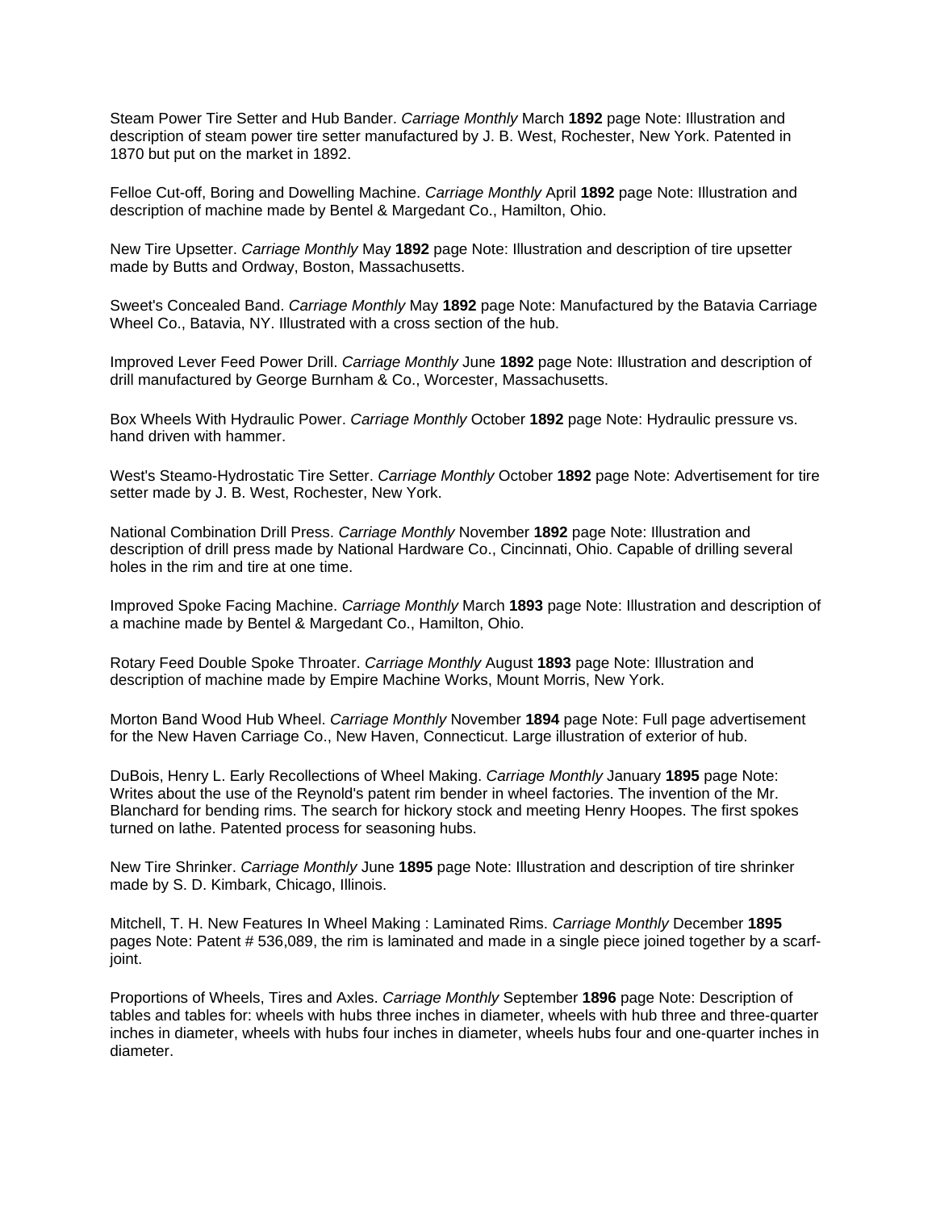Steam Power Tire Setter and Hub Bander. *Carriage Monthly* March **1892** page Note: Illustration and description of steam power tire setter manufactured by J. B. West, Rochester, New York. Patented in 1870 but put on the market in 1892.

Felloe Cut-off, Boring and Dowelling Machine. *Carriage Monthly* April **1892** page Note: Illustration and description of machine made by Bentel & Margedant Co., Hamilton, Ohio.

New Tire Upsetter. *Carriage Monthly* May **1892** page Note: Illustration and description of tire upsetter made by Butts and Ordway, Boston, Massachusetts.

Sweet's Concealed Band. *Carriage Monthly* May **1892** page Note: Manufactured by the Batavia Carriage Wheel Co., Batavia, NY. Illustrated with a cross section of the hub.

Improved Lever Feed Power Drill. *Carriage Monthly* June **1892** page Note: Illustration and description of drill manufactured by George Burnham & Co., Worcester, Massachusetts.

Box Wheels With Hydraulic Power. *Carriage Monthly* October **1892** page Note: Hydraulic pressure vs. hand driven with hammer.

West's Steamo-Hydrostatic Tire Setter. *Carriage Monthly* October **1892** page Note: Advertisement for tire setter made by J. B. West, Rochester, New York.

National Combination Drill Press. *Carriage Monthly* November **1892** page Note: Illustration and description of drill press made by National Hardware Co., Cincinnati, Ohio. Capable of drilling several holes in the rim and tire at one time.

Improved Spoke Facing Machine. *Carriage Monthly* March **1893** page Note: Illustration and description of a machine made by Bentel & Margedant Co., Hamilton, Ohio.

Rotary Feed Double Spoke Throater. *Carriage Monthly* August **1893** page Note: Illustration and description of machine made by Empire Machine Works, Mount Morris, New York.

Morton Band Wood Hub Wheel. *Carriage Monthly* November **1894** page Note: Full page advertisement for the New Haven Carriage Co., New Haven, Connecticut. Large illustration of exterior of hub.

DuBois, Henry L. Early Recollections of Wheel Making. *Carriage Monthly* January **1895** page Note: Writes about the use of the Reynold's patent rim bender in wheel factories. The invention of the Mr. Blanchard for bending rims. The search for hickory stock and meeting Henry Hoopes. The first spokes turned on lathe. Patented process for seasoning hubs.

New Tire Shrinker. *Carriage Monthly* June **1895** page Note: Illustration and description of tire shrinker made by S. D. Kimbark, Chicago, Illinois.

Mitchell, T. H. New Features In Wheel Making : Laminated Rims. *Carriage Monthly* December **1895** pages Note: Patent # 536,089, the rim is laminated and made in a single piece joined together by a scarf-joint.

Proportions of Wheels, Tires and Axles. *Carriage Monthly* September **1896** page Note: Description of tables and tables for: wheels with hubs three inches in diameter, wheels with hub three and three-quarter inches in diameter, wheels with hubs four inches in diameter, wheels hubs four and one-quarter inches in diameter.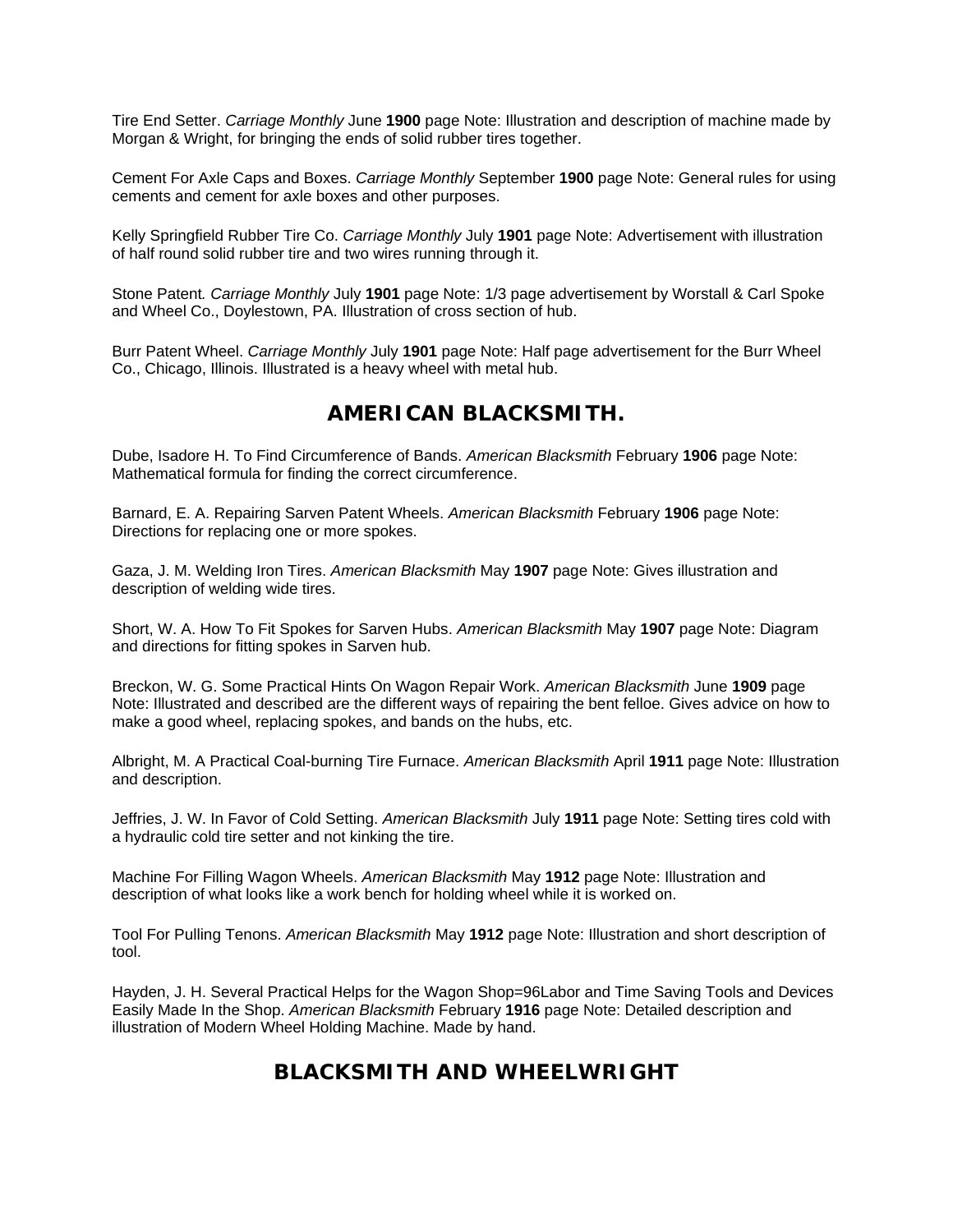Tire End Setter. *Carriage Monthly* June **1900** page Note: Illustration and description of machine made by Morgan & Wright, for bringing the ends of solid rubber tires together.

Cement For Axle Caps and Boxes. *Carriage Monthly* September **1900** page Note: General rules for using cements and cement for axle boxes and other purposes.

Kelly Springfield Rubber Tire Co. *Carriage Monthly* July **1901** page Note: Advertisement with illustration of half round solid rubber tire and two wires running through it.

Stone Patent*. Carriage Monthly* July **1901** page Note: 1/3 page advertisement by Worstall & Carl Spoke and Wheel Co., Doylestown, PA. Illustration of cross section of hub.

Burr Patent Wheel. *Carriage Monthly* July **1901** page Note: Half page advertisement for the Burr Wheel Co., Chicago, Illinois. Illustrated is a heavy wheel with metal hub.

## AMERICAN BLACKSMITH.

Dube, Isadore H. To Find Circumference of Bands. *American Blacksmith* February **1906** page Note: Mathematical formula for finding the correct circumference.

Barnard, E. A. Repairing Sarven Patent Wheels. *American Blacksmith* February **1906** page Note: Directions for replacing one or more spokes.

Gaza, J. M. Welding Iron Tires. *American Blacksmith* May **1907** page Note: Gives illustration and description of welding wide tires.

Short, W. A. How To Fit Spokes for Sarven Hubs. *American Blacksmith* May **1907** page Note: Diagram and directions for fitting spokes in Sarven hub.

Breckon, W. G. Some Practical Hints On Wagon Repair Work. *American Blacksmith* June **1909** page Note: Illustrated and described are the different ways of repairing the bent felloe. Gives advice on how to make a good wheel, replacing spokes, and bands on the hubs, etc.

Albright, M. A Practical Coal-burning Tire Furnace. *American Blacksmith* April **1911** page Note: Illustration and description.

Jeffries, J. W. In Favor of Cold Setting. *American Blacksmith* July **1911** page Note: Setting tires cold with a hydraulic cold tire setter and not kinking the tire.

Machine For Filling Wagon Wheels. *American Blacksmith* May **1912** page Note: Illustration and description of what looks like a work bench for holding wheel while it is worked on.

Tool For Pulling Tenons. *American Blacksmith* May **1912** page Note: Illustration and short description of tool.

Hayden, J. H. Several Practical Helps for the Wagon Shop=96Labor and Time Saving Tools and Devices Easily Made In the Shop. *American Blacksmith* February **1916** page Note: Detailed description and illustration of Modern Wheel Holding Machine. Made by hand.

## BLACKSMITH AND WHEELWRIGHT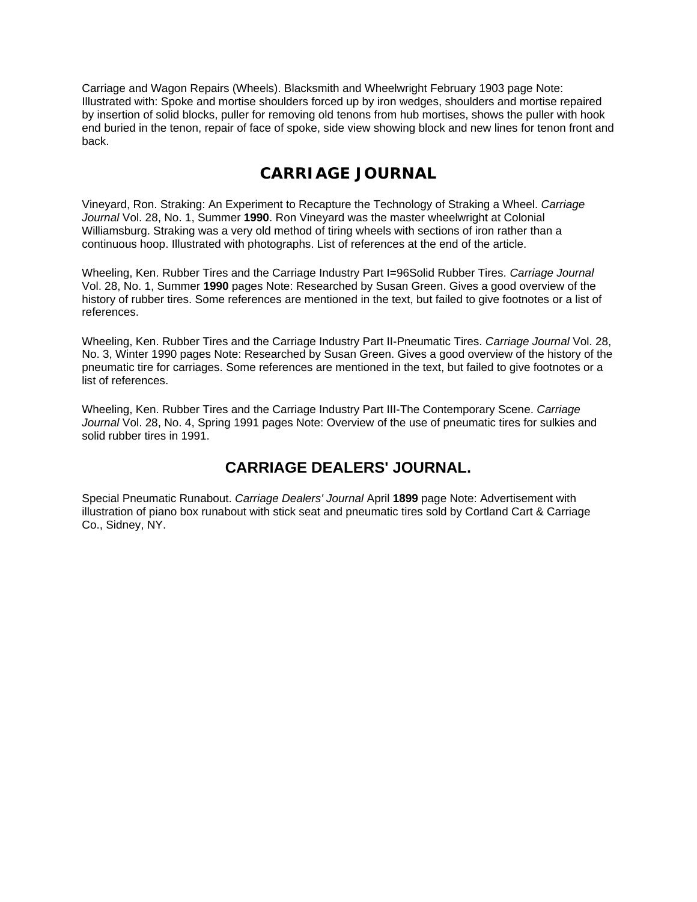Carriage and Wagon Repairs (Wheels). Blacksmith and Wheelwright February 1903 page Note: Illustrated with: Spoke and mortise shoulders forced up by iron wedges, shoulders and mortise repaired by insertion of solid blocks, puller for removing old tenons from hub mortises, shows the puller with hook end buried in the tenon, repair of face of spoke, side view showing block and new lines for tenon front and back.

## CARRIAGE JOURNAL

Vineyard, Ron. Straking: An Experiment to Recapture the Technology of Straking a Wheel. *Carriage Journal* Vol. 28, No. 1, Summer **1990**. Ron Vineyard was the master wheelwright at Colonial Williamsburg. Straking was a very old method of tiring wheels with sections of iron rather than a continuous hoop. Illustrated with photographs. List of references at the end of the article.

Wheeling, Ken. Rubber Tires and the Carriage Industry Part I=96Solid Rubber Tires. *Carriage Journal* Vol. 28, No. 1, Summer **1990** pages Note: Researched by Susan Green. Gives a good overview of the history of rubber tires. Some references are mentioned in the text, but failed to give footnotes or a list of references.

Wheeling, Ken. Rubber Tires and the Carriage Industry Part II-Pneumatic Tires. *Carriage Journal* Vol. 28, No. 3, Winter 1990 pages Note: Researched by Susan Green. Gives a good overview of the history of the pneumatic tire for carriages. Some references are mentioned in the text, but failed to give footnotes or a list of references.

Wheeling, Ken. Rubber Tires and the Carriage Industry Part III-The Contemporary Scene. *Carriage Journal* Vol. 28, No. 4, Spring 1991 pages Note: Overview of the use of pneumatic tires for sulkies and solid rubber tires in 1991.

## CARRIAGE DEALERS' JOURNAL.

Special Pneumatic Runabout. *Carriage Dealers' Journal* April **1899** page Note: Advertisement with illustration of piano box runabout with stick seat and pneumatic tires sold by Cortland Cart & Carriage Co., Sidney, NY.